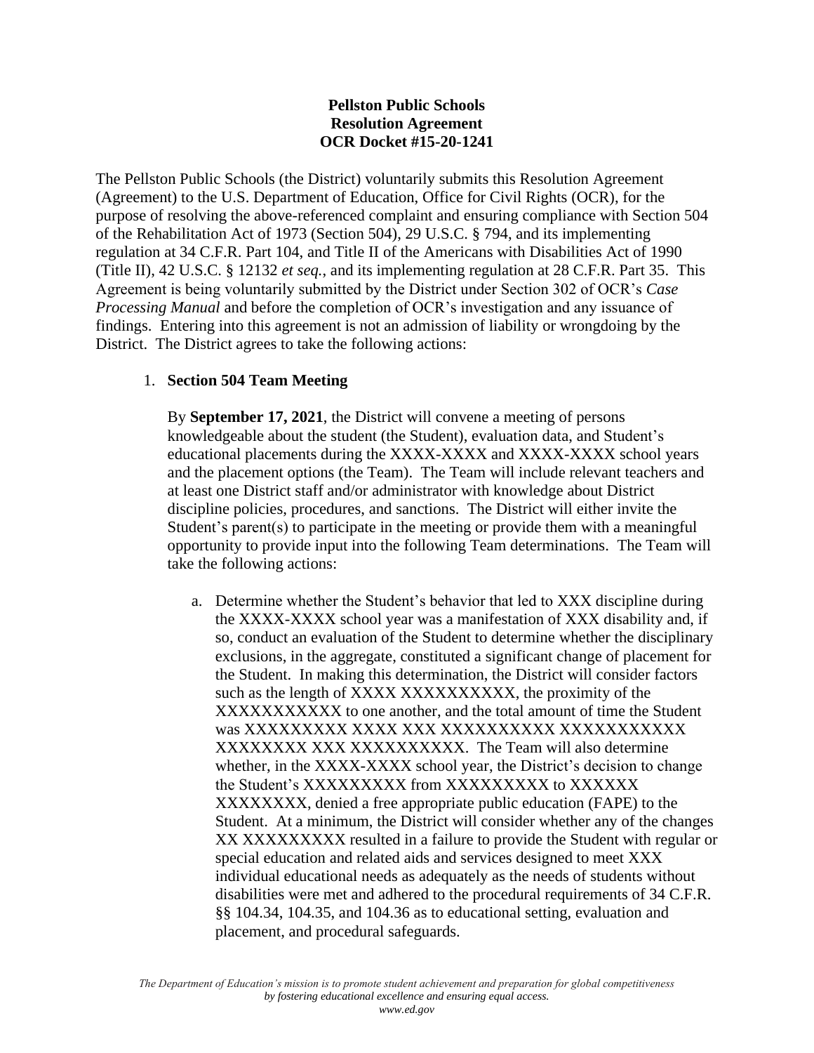**Pellston Public Schools**
**Resolution Agreement**
**OCR Docket #15-20-1241**

The Pellston Public Schools (the District) voluntarily submits this Resolution Agreement (Agreement) to the U.S. Department of Education, Office for Civil Rights (OCR), for the purpose of resolving the above-referenced complaint and ensuring compliance with Section 504 of the Rehabilitation Act of 1973 (Section 504), 29 U.S.C. § 794, and its implementing regulation at 34 C.F.R. Part 104, and Title II of the Americans with Disabilities Act of 1990 (Title II), 42 U.S.C. § 12132 *et seq.*, and its implementing regulation at 28 C.F.R. Part 35. This Agreement is being voluntarily submitted by the District under Section 302 of OCR's *Case Processing Manual* and before the completion of OCR's investigation and any issuance of findings. Entering into this agreement is not an admission of liability or wrongdoing by the District. The District agrees to take the following actions:

1. **Section 504 Team Meeting**

   By **September 17, 2021**, the District will convene a meeting of persons knowledgeable about the student (the Student), evaluation data, and Student's educational placements during the XXXX-XXXX and XXXX-XXXX school years and the placement options (the Team). The Team will include relevant teachers and at least one District staff and/or administrator with knowledge about District discipline policies, procedures, and sanctions. The District will either invite the Student's parent(s) to participate in the meeting or provide them with a meaningful opportunity to provide input into the following Team determinations. The Team will take the following actions:

   a. Determine whether the Student's behavior that led to XXX discipline during the XXXX-XXXX school year was a manifestation of XXX disability and, if so, conduct an evaluation of the Student to determine whether the disciplinary exclusions, in the aggregate, constituted a significant change of placement for the Student. In making this determination, the District will consider factors such as the length of XXXX XXXXXXXXXX, the proximity of the XXXXXXXXXXX to one another, and the total amount of time the Student was XXXXXXXXX XXXX XXX XXXXXXXXXX XXXXXXXXXXX XXXXXXXX XXX XXXXXXXXXX. The Team will also determine whether, in the XXXX-XXXX school year, the District's decision to change the Student's XXXXXXXXX from XXXXXXXXX to XXXXXX XXXXXXXX, denied a free appropriate public education (FAPE) to the Student. At a minimum, the District will consider whether any of the changes XX XXXXXXXXX resulted in a failure to provide the Student with regular or special education and related aids and services designed to meet XXX individual educational needs as adequately as the needs of students without disabilities were met and adhered to the procedural requirements of 34 C.F.R. §§ 104.34, 104.35, and 104.36 as to educational setting, evaluation and placement, and procedural safeguards.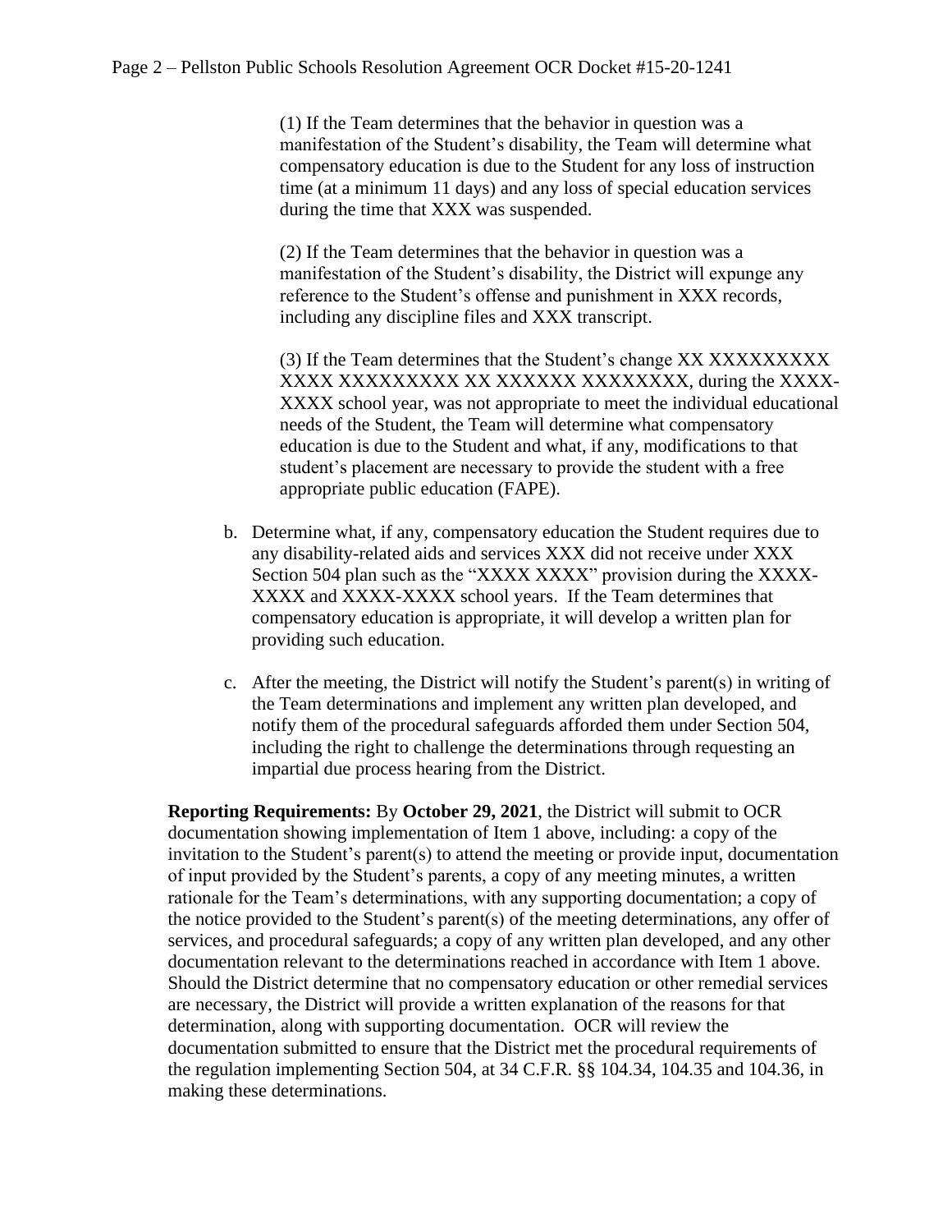(1) If the Team determines that the behavior in question was a manifestation of the Student's disability, the Team will determine what compensatory education is due to the Student for any loss of instruction time (at a minimum 11 days) and any loss of special education services during the time that XXX was suspended.

(2) If the Team determines that the behavior in question was a manifestation of the Student's disability, the District will expunge any reference to the Student's offense and punishment in XXX records, including any discipline files and XXX transcript.

(3) If the Team determines that the Student's change XX XXXXXXXXX XXXX XXXXXXXXX XX XXXXXX XXXXXXXX, during the XXXX-XXXX school year, was not appropriate to meet the individual educational needs of the Student, the Team will determine what compensatory education is due to the Student and what, if any, modifications to that student's placement are necessary to provide the student with a free appropriate public education (FAPE).

b. Determine what, if any, compensatory education the Student requires due to any disability-related aids and services XXX did not receive under XXX Section 504 plan such as the "XXXX XXXX" provision during the XXXX-XXXX and XXXX-XXXX school years. If the Team determines that compensatory education is appropriate, it will develop a written plan for providing such education.

c. After the meeting, the District will notify the Student's parent(s) in writing of the Team determinations and implement any written plan developed, and notify them of the procedural safeguards afforded them under Section 504, including the right to challenge the determinations through requesting an impartial due process hearing from the District.

**Reporting Requirements:** By **October 29, 2021**, the District will submit to OCR documentation showing implementation of Item 1 above, including: a copy of the invitation to the Student's parent(s) to attend the meeting or provide input, documentation of input provided by the Student's parents, a copy of any meeting minutes, a written rationale for the Team's determinations, with any supporting documentation; a copy of the notice provided to the Student's parent(s) of the meeting determinations, any offer of services, and procedural safeguards; a copy of any written plan developed, and any other documentation relevant to the determinations reached in accordance with Item 1 above. Should the District determine that no compensatory education or other remedial services are necessary, the District will provide a written explanation of the reasons for that determination, along with supporting documentation. OCR will review the documentation submitted to ensure that the District met the procedural requirements of the regulation implementing Section 504, at 34 C.F.R. §§ 104.34, 104.35 and 104.36, in making these determinations.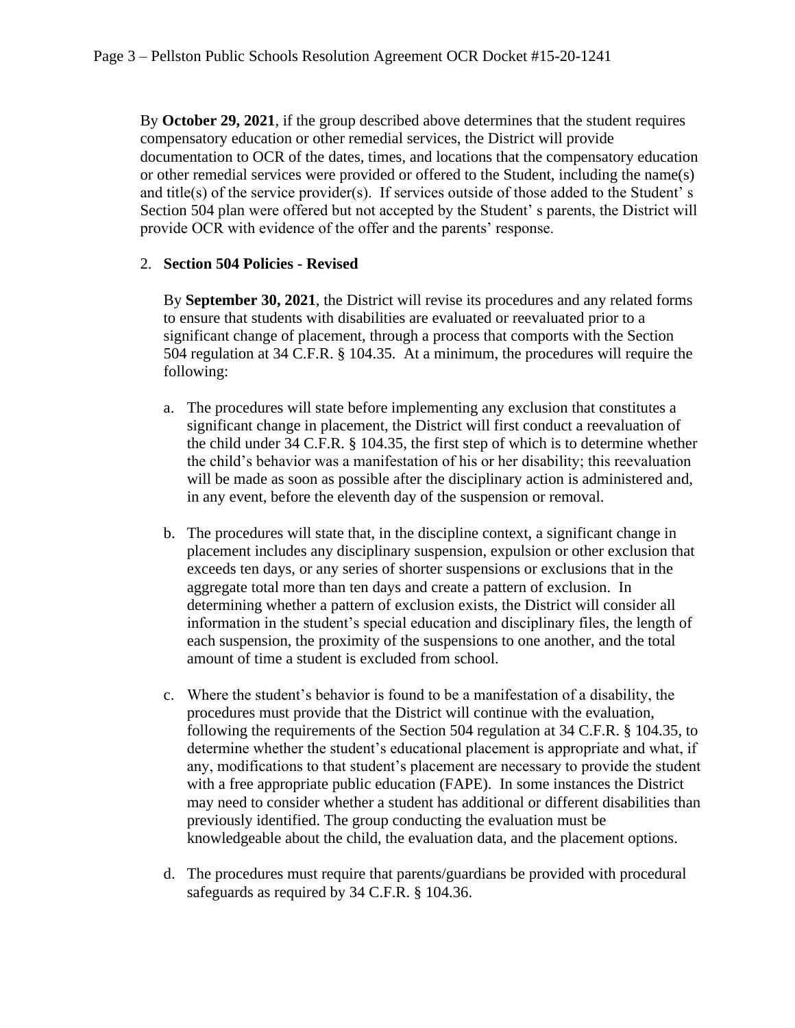By **October 29, 2021**, if the group described above determines that the student requires compensatory education or other remedial services, the District will provide documentation to OCR of the dates, times, and locations that the compensatory education or other remedial services were provided or offered to the Student, including the name(s) and title(s) of the service provider(s). If services outside of those added to the Student' s Section 504 plan were offered but not accepted by the Student' s parents, the District will provide OCR with evidence of the offer and the parents' response.

2. **Section 504 Policies - Revised**

   By **September 30, 2021**, the District will revise its procedures and any related forms to ensure that students with disabilities are evaluated or reevaluated prior to a significant change of placement, through a process that comports with the Section 504 regulation at 34 C.F.R. § 104.35. At a minimum, the procedures will require the following:

   a. The procedures will state before implementing any exclusion that constitutes a significant change in placement, the District will first conduct a reevaluation of the child under 34 C.F.R. § 104.35, the first step of which is to determine whether the child's behavior was a manifestation of his or her disability; this reevaluation will be made as soon as possible after the disciplinary action is administered and, in any event, before the eleventh day of the suspension or removal.

   b. The procedures will state that, in the discipline context, a significant change in placement includes any disciplinary suspension, expulsion or other exclusion that exceeds ten days, or any series of shorter suspensions or exclusions that in the aggregate total more than ten days and create a pattern of exclusion. In determining whether a pattern of exclusion exists, the District will consider all information in the student's special education and disciplinary files, the length of each suspension, the proximity of the suspensions to one another, and the total amount of time a student is excluded from school.

   c. Where the student's behavior is found to be a manifestation of a disability, the procedures must provide that the District will continue with the evaluation, following the requirements of the Section 504 regulation at 34 C.F.R. § 104.35, to determine whether the student's educational placement is appropriate and what, if any, modifications to that student's placement are necessary to provide the student with a free appropriate public education (FAPE). In some instances the District may need to consider whether a student has additional or different disabilities than previously identified. The group conducting the evaluation must be knowledgeable about the child, the evaluation data, and the placement options.

   d. The procedures must require that parents/guardians be provided with procedural safeguards as required by 34 C.F.R. § 104.36.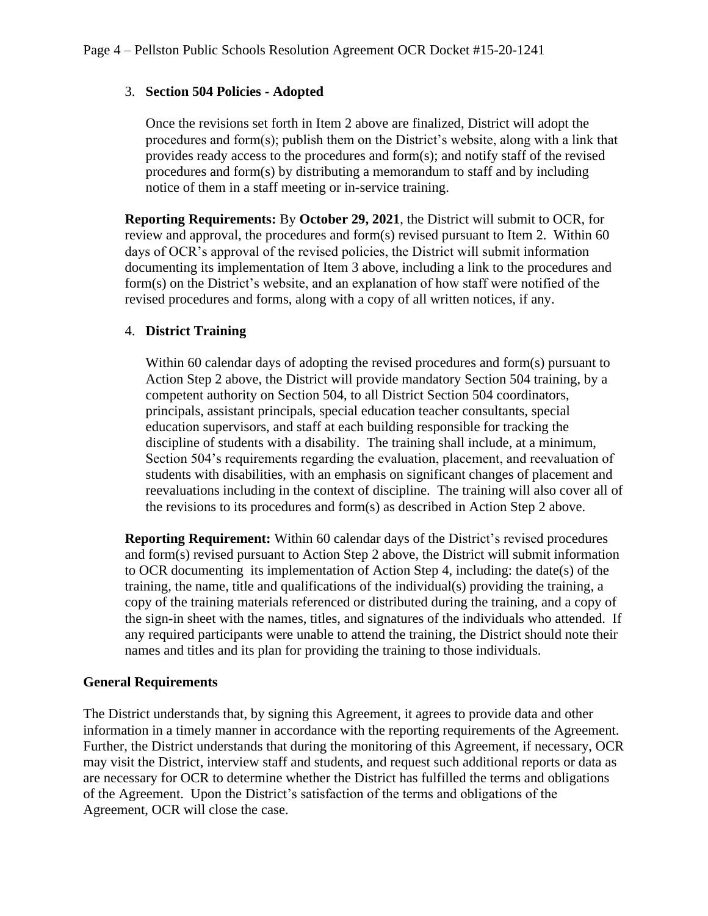3. **Section 504 Policies - Adopted**

   Once the revisions set forth in Item 2 above are finalized, District will adopt the procedures and form(s); publish them on the District's website, along with a link that provides ready access to the procedures and form(s); and notify staff of the revised procedures and form(s) by distributing a memorandum to staff and by including notice of them in a staff meeting or in-service training.

**Reporting Requirements:** By **October 29, 2021**, the District will submit to OCR, for review and approval, the procedures and form(s) revised pursuant to Item 2. Within 60 days of OCR's approval of the revised policies, the District will submit information documenting its implementation of Item 3 above, including a link to the procedures and form(s) on the District's website, and an explanation of how staff were notified of the revised procedures and forms, along with a copy of all written notices, if any.

4. **District Training**

   Within 60 calendar days of adopting the revised procedures and form(s) pursuant to Action Step 2 above, the District will provide mandatory Section 504 training, by a competent authority on Section 504, to all District Section 504 coordinators, principals, assistant principals, special education teacher consultants, special education supervisors, and staff at each building responsible for tracking the discipline of students with a disability. The training shall include, at a minimum, Section 504's requirements regarding the evaluation, placement, and reevaluation of students with disabilities, with an emphasis on significant changes of placement and reevaluations including in the context of discipline. The training will also cover all of the revisions to its procedures and form(s) as described in Action Step 2 above.

**Reporting Requirement:** Within 60 calendar days of the District's revised procedures and form(s) revised pursuant to Action Step 2 above, the District will submit information to OCR documenting its implementation of Action Step 4, including: the date(s) of the training, the name, title and qualifications of the individual(s) providing the training, a copy of the training materials referenced or distributed during the training, and a copy of the sign-in sheet with the names, titles, and signatures of the individuals who attended. If any required participants were unable to attend the training, the District should note their names and titles and its plan for providing the training to those individuals.

**General Requirements**

The District understands that, by signing this Agreement, it agrees to provide data and other information in a timely manner in accordance with the reporting requirements of the Agreement. Further, the District understands that during the monitoring of this Agreement, if necessary, OCR may visit the District, interview staff and students, and request such additional reports or data as are necessary for OCR to determine whether the District has fulfilled the terms and obligations of the Agreement. Upon the District's satisfaction of the terms and obligations of the Agreement, OCR will close the case.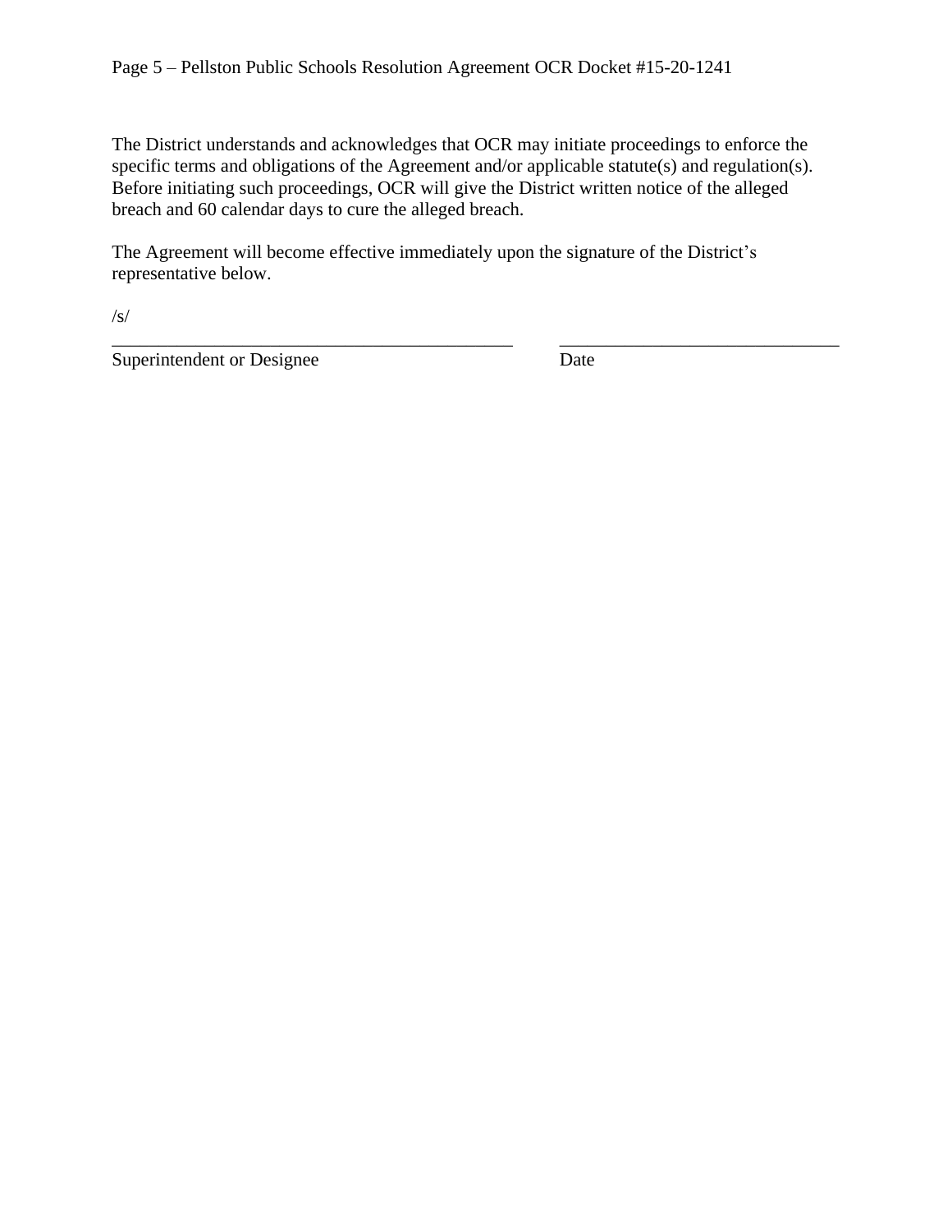The District understands and acknowledges that OCR may initiate proceedings to enforce the specific terms and obligations of the Agreement and/or applicable statute(s) and regulation(s). Before initiating such proceedings, OCR will give the District written notice of the alleged breach and 60 calendar days to cure the alleged breach.

The Agreement will become effective immediately upon the signature of the District's representative below.

/s/

_____________________________________________ _______________________________

Superintendent or Designee Date